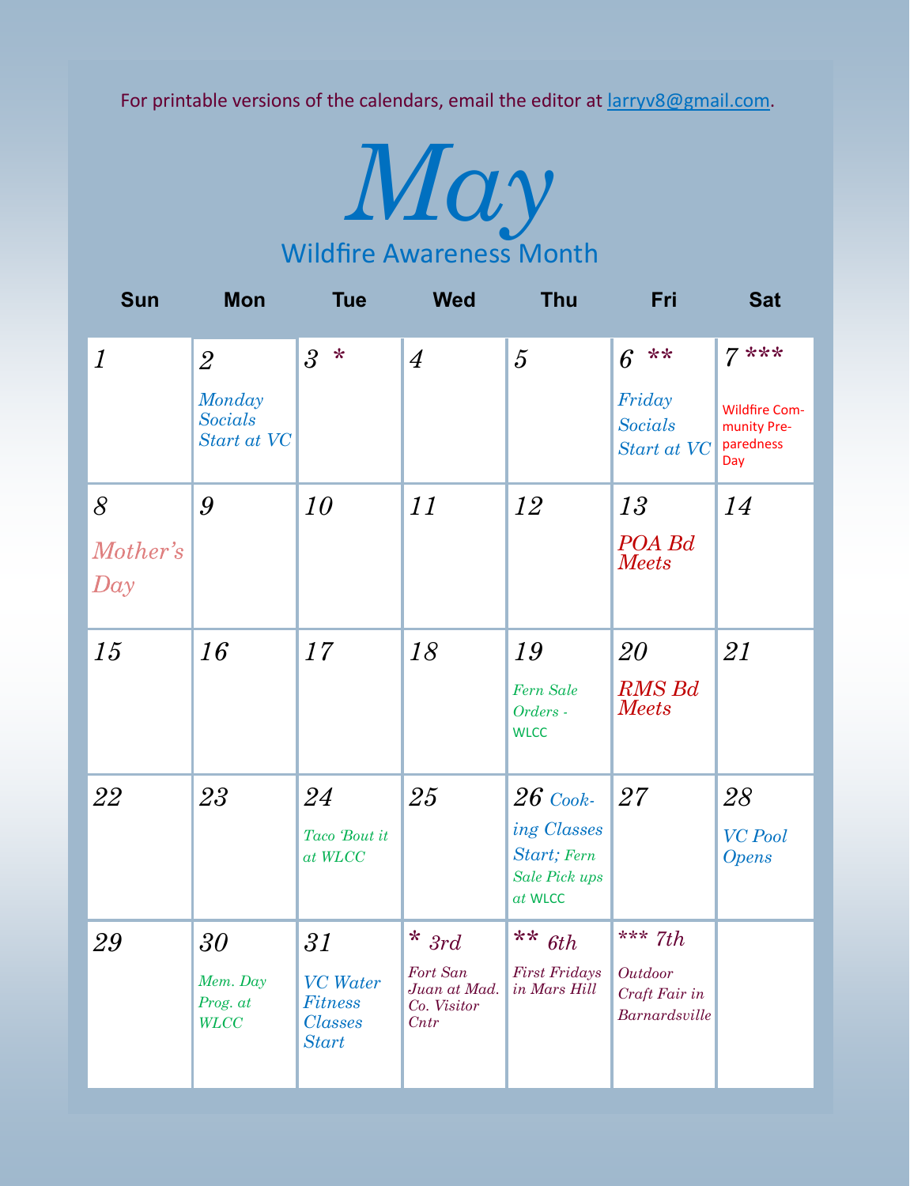For printable versions of the calendars, email the editor at larryv8@gmail.com.

# May

## Wildfire Awareness Month

| Sun | Mon | Tue | Wed | Thu | Fri | Sat |
|---|---|---|---|---|---|---|
| 1 | 2 Monday Socials Start at VC | 3 * | 4 | 5 | 6 ** Friday Socials Start at VC | 7 *** Wildfire Community Preparedness Day |
| 8 Mother's Day | 9 | 10 | 11 | 12 | 13 POA Bd Meets | 14 |
| 15 | 16 | 17 | 18 | 19 Fern Sale Orders - WLCC | 20 RMS Bd Meets | 21 |
| 22 | 23 | 24 Taco 'Bout it at WLCC | 25 | 26 Cooking Classes Start; Fern Sale Pick ups at WLCC | 27 | 28 VC Pool Opens |
| 29 | 30 Mem. Day Prog. at WLCC | 31 VC Water Fitness Classes Start | * 3rd Fort San Juan at Mad. Co. Visitor Cntr | ** 6th First Fridays in Mars Hill | *** 7th Outdoor Craft Fair in Barnardsville | |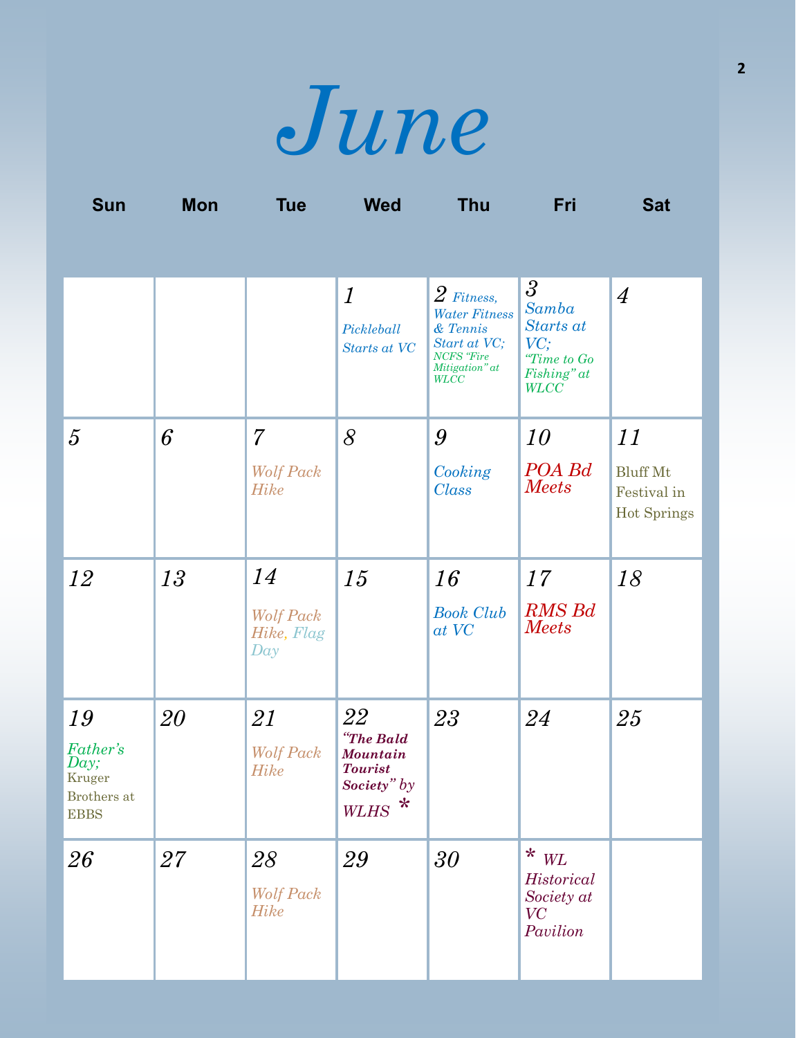# June

| Sun | Mon | Tue | Wed | Thu | Fri | Sat |
|---|---|---|---|---|---|---|
| | | | 1 *Pickleball Starts at VC* | 2 *Fitness, Water Fitness & Tennis Start at VC; NCFS "Fire Mitigation" at WLCC* | 3 *Samba Starts at VC; "Time to Go Fishing" at WLCC* | 4 |
| 5 | 6 | 7 *Wolf Pack Hike* | 8 | 9 *Cooking Class* | 10 *POA Bd Meets* | 11 Bluff Mt Festival in Hot Springs |
| 12 | 13 | 14 *Wolf Pack Hike, Flag Day* | 15 | 16 *Book Club at VC* | 17 *RMS Bd Meets* | 18 |
| 19 *Father's Day;* Kruger Brothers at EBBS | 20 | 21 *Wolf Pack Hike* | 22 ***"The Bald Mountain Tourist Society"** by WLHS* * | 23 | 24 | 25 |
| 26 | 27 | 28 *Wolf Pack Hike* | 29 | 30 | * *WL Historical Society at VC Pavilion* | |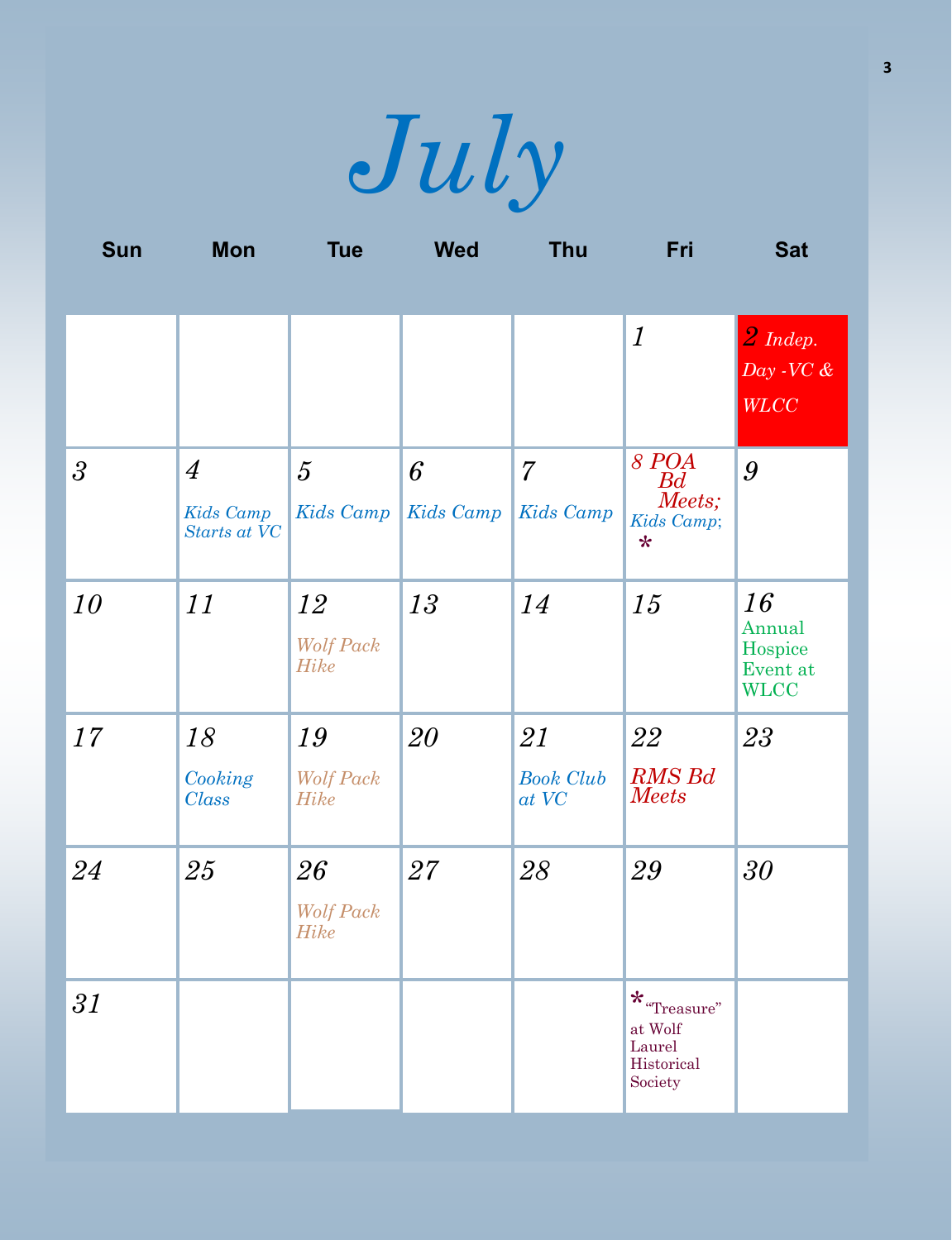# July

| Sun | Mon | Tue | Wed | Thu | Fri | Sat |
|---|---|---|---|---|---|---|
| | | | | | 1 | 2 Indep. Day -VC & WLCC |
| 3 | 4 Kids Camp Starts at VC | 5 Kids Camp | 6 Kids Camp | 7 Kids Camp | 8 POA Bd Meets; Kids Camp; * | 9 |
| 10 | 11 | 12 Wolf Pack Hike | 13 | 14 | 15 | 16 Annual Hospice Event at WLCC |
| 17 | 18 Cooking Class | 19 Wolf Pack Hike | 20 | 21 Book Club at VC | 22 RMS Bd Meets | 23 |
| 24 | 25 | 26 Wolf Pack Hike | 27 | 28 | 29 | 30 |
| 31 | | | | | *"Treasure" at Wolf Laurel Historical Society | |